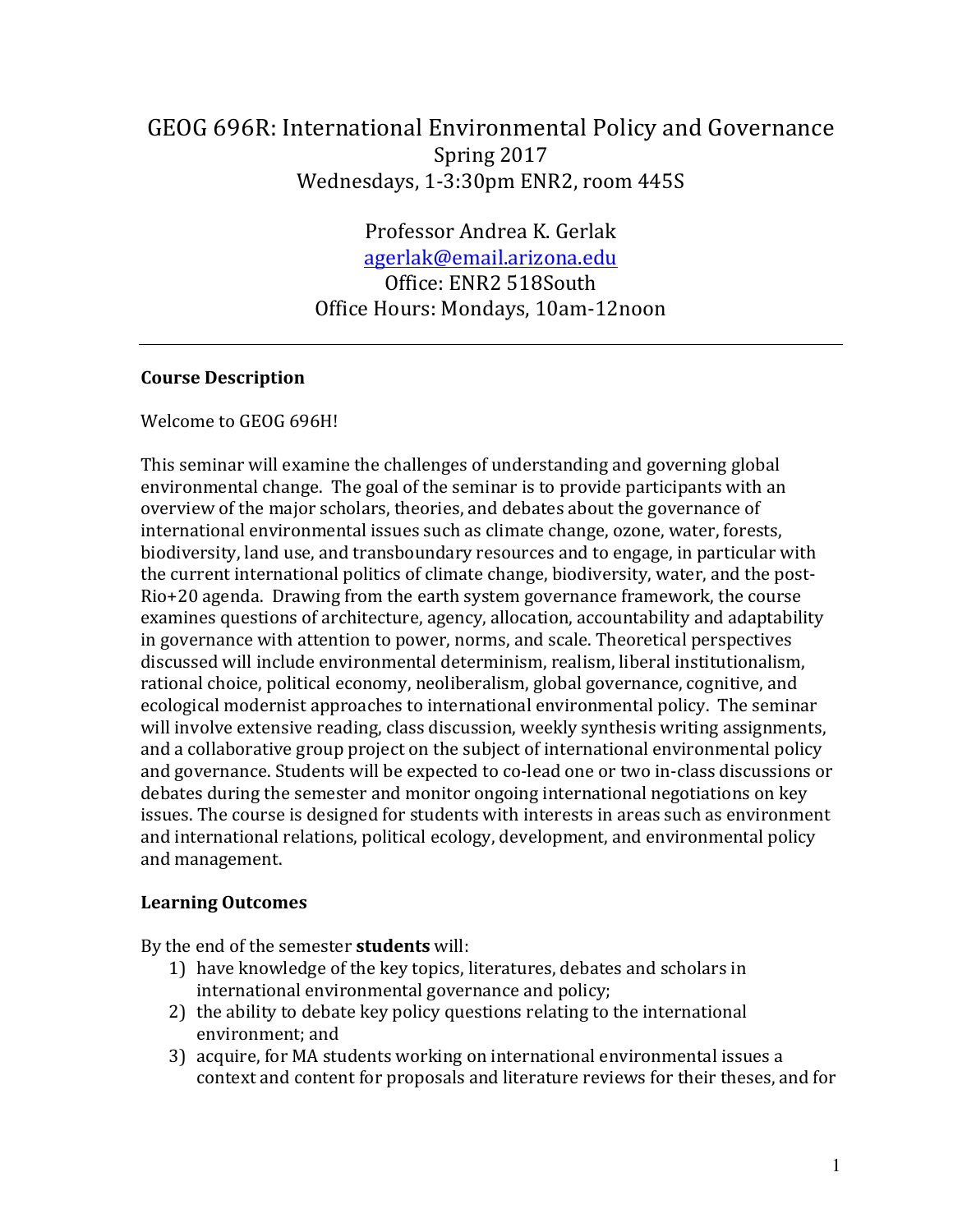# GEOG 696R: International Environmental Policy and Governance

Spring 2017

Wednesdays, 1-3:30pm ENR2, room 445S

Professor Andrea K. Gerlak

agerlak@email.arizona.edu

Office: ENR2 518South

Office Hours: Mondays, 10am-12noon

---

**Course Description**

Welcome to GEOG 696H!

This seminar will examine the challenges of understanding and governing global environmental change. The goal of the seminar is to provide participants with an overview of the major scholars, theories, and debates about the governance of international environmental issues such as climate change, ozone, water, forests, biodiversity, land use, and transboundary resources and to engage, in particular with the current international politics of climate change, biodiversity, water, and the post-Rio+20 agenda. Drawing from the earth system governance framework, the course examines questions of architecture, agency, allocation, accountability and adaptability in governance with attention to power, norms, and scale. Theoretical perspectives discussed will include environmental determinism, realism, liberal institutionalism, rational choice, political economy, neoliberalism, global governance, cognitive, and ecological modernist approaches to international environmental policy. The seminar will involve extensive reading, class discussion, weekly synthesis writing assignments, and a collaborative group project on the subject of international environmental policy and governance. Students will be expected to co-lead one or two in-class discussions or debates during the semester and monitor ongoing international negotiations on key issues. The course is designed for students with interests in areas such as environment and international relations, political ecology, development, and environmental policy and management.

**Learning Outcomes**

By the end of the semester **students** will:

1) have knowledge of the key topics, literatures, debates and scholars in international environmental governance and policy;
2) the ability to debate key policy questions relating to the international environment; and
3) acquire, for MA students working on international environmental issues a context and content for proposals and literature reviews for their theses, and for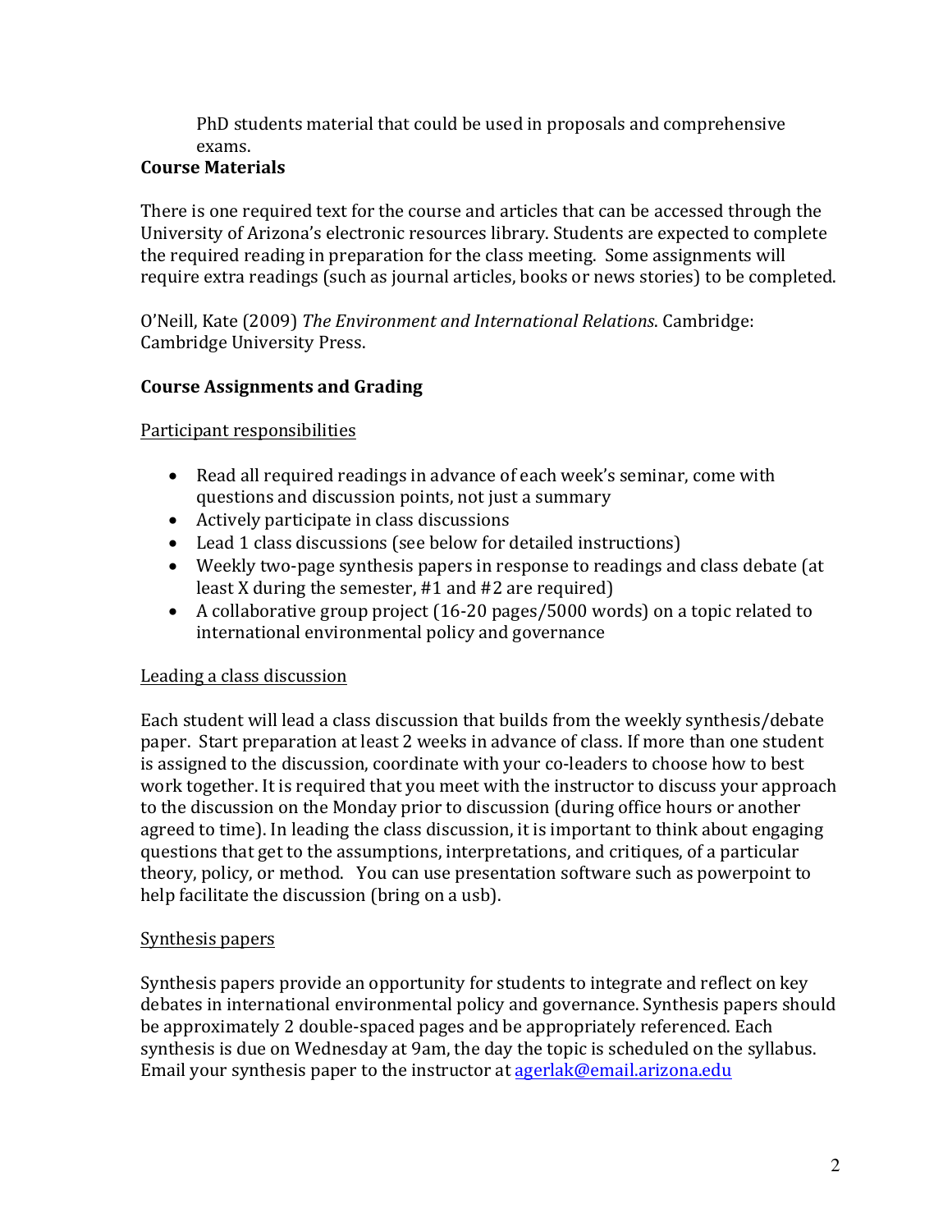PhD students material that could be used in proposals and comprehensive exams.

**Course Materials**

There is one required text for the course and articles that can be accessed through the University of Arizona's electronic resources library. Students are expected to complete the required reading in preparation for the class meeting. Some assignments will require extra readings (such as journal articles, books or news stories) to be completed.

O'Neill, Kate (2009) *The Environment and International Relations*. Cambridge: Cambridge University Press.

**Course Assignments and Grading**

Participant responsibilities

- Read all required readings in advance of each week's seminar, come with questions and discussion points, not just a summary
- Actively participate in class discussions
- Lead 1 class discussions (see below for detailed instructions)
- Weekly two-page synthesis papers in response to readings and class debate (at least X during the semester, #1 and #2 are required)
- A collaborative group project (16-20 pages/5000 words) on a topic related to international environmental policy and governance

Leading a class discussion

Each student will lead a class discussion that builds from the weekly synthesis/debate paper. Start preparation at least 2 weeks in advance of class. If more than one student is assigned to the discussion, coordinate with your co-leaders to choose how to best work together. It is required that you meet with the instructor to discuss your approach to the discussion on the Monday prior to discussion (during office hours or another agreed to time). In leading the class discussion, it is important to think about engaging questions that get to the assumptions, interpretations, and critiques, of a particular theory, policy, or method. You can use presentation software such as powerpoint to help facilitate the discussion (bring on a usb).

Synthesis papers

Synthesis papers provide an opportunity for students to integrate and reflect on key debates in international environmental policy and governance. Synthesis papers should be approximately 2 double-spaced pages and be appropriately referenced. Each synthesis is due on Wednesday at 9am, the day the topic is scheduled on the syllabus. Email your synthesis paper to the instructor at agerlak@email.arizona.edu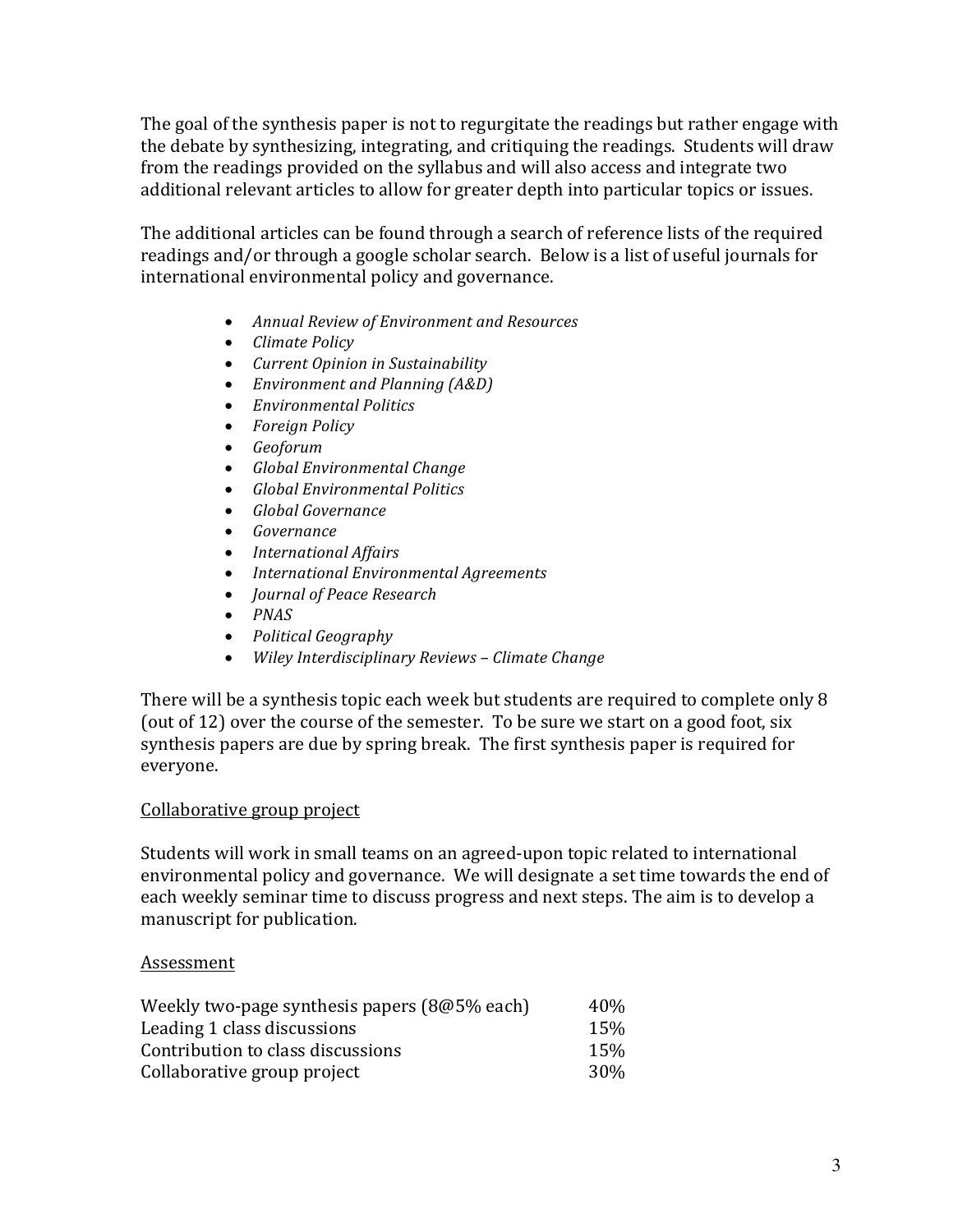The goal of the synthesis paper is not to regurgitate the readings but rather engage with the debate by synthesizing, integrating, and critiquing the readings. Students will draw from the readings provided on the syllabus and will also access and integrate two additional relevant articles to allow for greater depth into particular topics or issues.

The additional articles can be found through a search of reference lists of the required readings and/or through a google scholar search. Below is a list of useful journals for international environmental policy and governance.

- *Annual Review of Environment and Resources*
- *Climate Policy*
- *Current Opinion in Sustainability*
- *Environment and Planning (A&D)*
- *Environmental Politics*
- *Foreign Policy*
- *Geoforum*
- *Global Environmental Change*
- *Global Environmental Politics*
- *Global Governance*
- *Governance*
- *International Affairs*
- *International Environmental Agreements*
- *Journal of Peace Research*
- *PNAS*
- *Political Geography*
- *Wiley Interdisciplinary Reviews – Climate Change*

There will be a synthesis topic each week but students are required to complete only 8 (out of 12) over the course of the semester. To be sure we start on a good foot, six synthesis papers are due by spring break. The first synthesis paper is required for everyone.

<u>Collaborative group project</u>

Students will work in small teams on an agreed-upon topic related to international environmental policy and governance. We will designate a set time towards the end of each weekly seminar time to discuss progress and next steps. The aim is to develop a manuscript for publication.

<u>Assessment</u>

| | |
|---|---|
| Weekly two-page synthesis papers (8@5% each) | 40% |
| Leading 1 class discussions | 15% |
| Contribution to class discussions | 15% |
| Collaborative group project | 30% |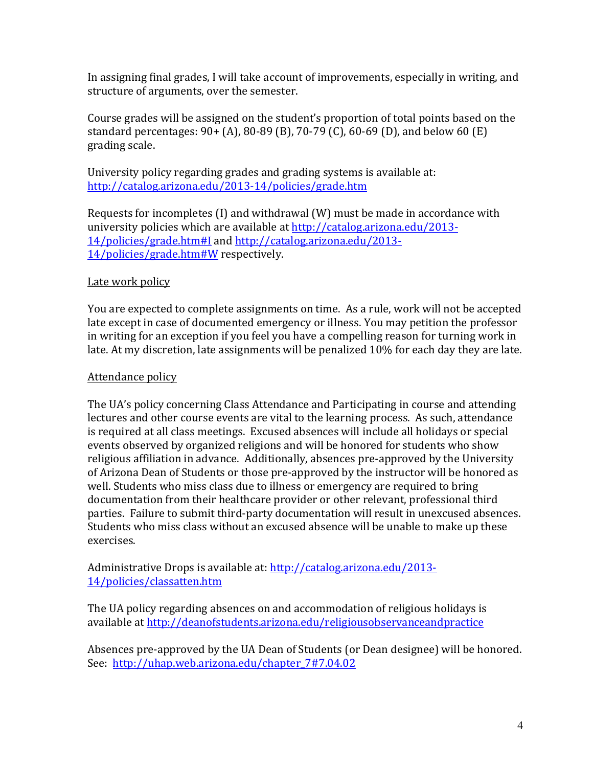In assigning final grades, I will take account of improvements, especially in writing, and structure of arguments, over the semester.

Course grades will be assigned on the student's proportion of total points based on the standard percentages: 90+ (A), 80-89 (B), 70-79 (C), 60-69 (D), and below 60 (E) grading scale.

University policy regarding grades and grading systems is available at: [http://catalog.arizona.edu/2013-14/policies/grade.htm](http://catalog.arizona.edu/2013-14/policies/grade.htm)

Requests for incompletes (I) and withdrawal (W) must be made in accordance with university policies which are available at [http://catalog.arizona.edu/2013-14/policies/grade.htm#I](http://catalog.arizona.edu/2013-14/policies/grade.htm#I) and [http://catalog.arizona.edu/2013-14/policies/grade.htm#W](http://catalog.arizona.edu/2013-14/policies/grade.htm#W) respectively.

<u>Late work policy</u>

You are expected to complete assignments on time. As a rule, work will not be accepted late except in case of documented emergency or illness. You may petition the professor in writing for an exception if you feel you have a compelling reason for turning work in late. At my discretion, late assignments will be penalized 10% for each day they are late.

<u>Attendance policy</u>

The UA's policy concerning Class Attendance and Participating in course and attending lectures and other course events are vital to the learning process. As such, attendance is required at all class meetings. Excused absences will include all holidays or special events observed by organized religions and will be honored for students who show religious affiliation in advance. Additionally, absences pre-approved by the University of Arizona Dean of Students or those pre-approved by the instructor will be honored as well. Students who miss class due to illness or emergency are required to bring documentation from their healthcare provider or other relevant, professional third parties. Failure to submit third-party documentation will result in unexcused absences. Students who miss class without an excused absence will be unable to make up these exercises.

Administrative Drops is available at: [http://catalog.arizona.edu/2013-14/policies/classatten.htm](http://catalog.arizona.edu/2013-14/policies/classatten.htm)

The UA policy regarding absences on and accommodation of religious holidays is available at [http://deanofstudents.arizona.edu/religiousobservanceandpractice](http://deanofstudents.arizona.edu/religiousobservanceandpractice)

Absences pre-approved by the UA Dean of Students (or Dean designee) will be honored. See: [http://uhap.web.arizona.edu/chapter_7#7.04.02](http://uhap.web.arizona.edu/chapter_7#7.04.02)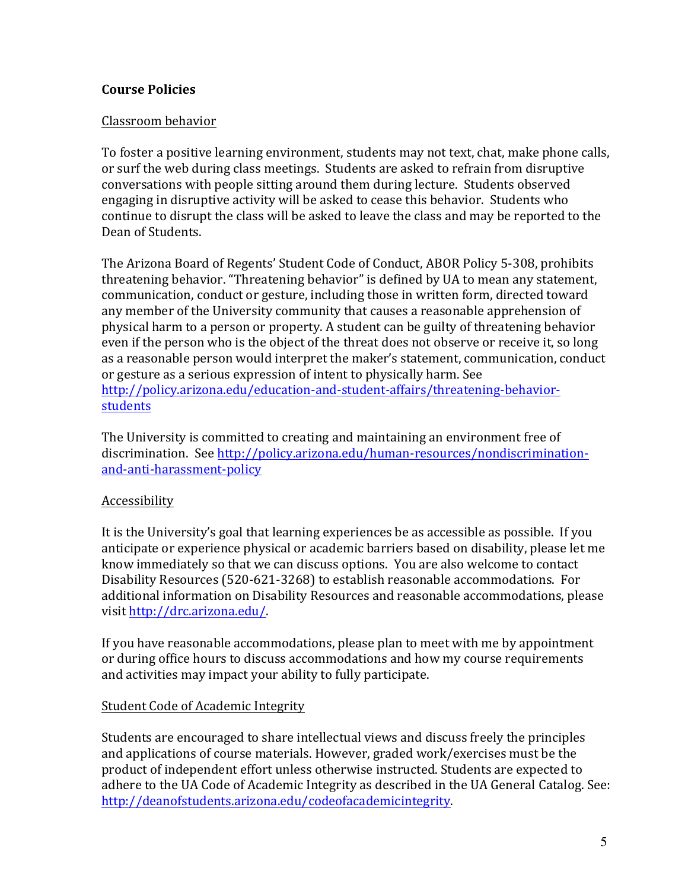## Course Policies

### Classroom behavior

To foster a positive learning environment, students may not text, chat, make phone calls, or surf the web during class meetings. Students are asked to refrain from disruptive conversations with people sitting around them during lecture. Students observed engaging in disruptive activity will be asked to cease this behavior. Students who continue to disrupt the class will be asked to leave the class and may be reported to the Dean of Students.

The Arizona Board of Regents' Student Code of Conduct, ABOR Policy 5-308, prohibits threatening behavior. "Threatening behavior" is defined by UA to mean any statement, communication, conduct or gesture, including those in written form, directed toward any member of the University community that causes a reasonable apprehension of physical harm to a person or property. A student can be guilty of threatening behavior even if the person who is the object of the threat does not observe or receive it, so long as a reasonable person would interpret the maker's statement, communication, conduct or gesture as a serious expression of intent to physically harm. See http://policy.arizona.edu/education-and-student-affairs/threatening-behavior-students

The University is committed to creating and maintaining an environment free of discrimination. See http://policy.arizona.edu/human-resources/nondiscrimination-and-anti-harassment-policy

### Accessibility

It is the University's goal that learning experiences be as accessible as possible. If you anticipate or experience physical or academic barriers based on disability, please let me know immediately so that we can discuss options. You are also welcome to contact Disability Resources (520-621-3268) to establish reasonable accommodations. For additional information on Disability Resources and reasonable accommodations, please visit http://drc.arizona.edu/.

If you have reasonable accommodations, please plan to meet with me by appointment or during office hours to discuss accommodations and how my course requirements and activities may impact your ability to fully participate.

### Student Code of Academic Integrity

Students are encouraged to share intellectual views and discuss freely the principles and applications of course materials. However, graded work/exercises must be the product of independent effort unless otherwise instructed. Students are expected to adhere to the UA Code of Academic Integrity as described in the UA General Catalog. See: http://deanofstudents.arizona.edu/codeofacademicintegrity.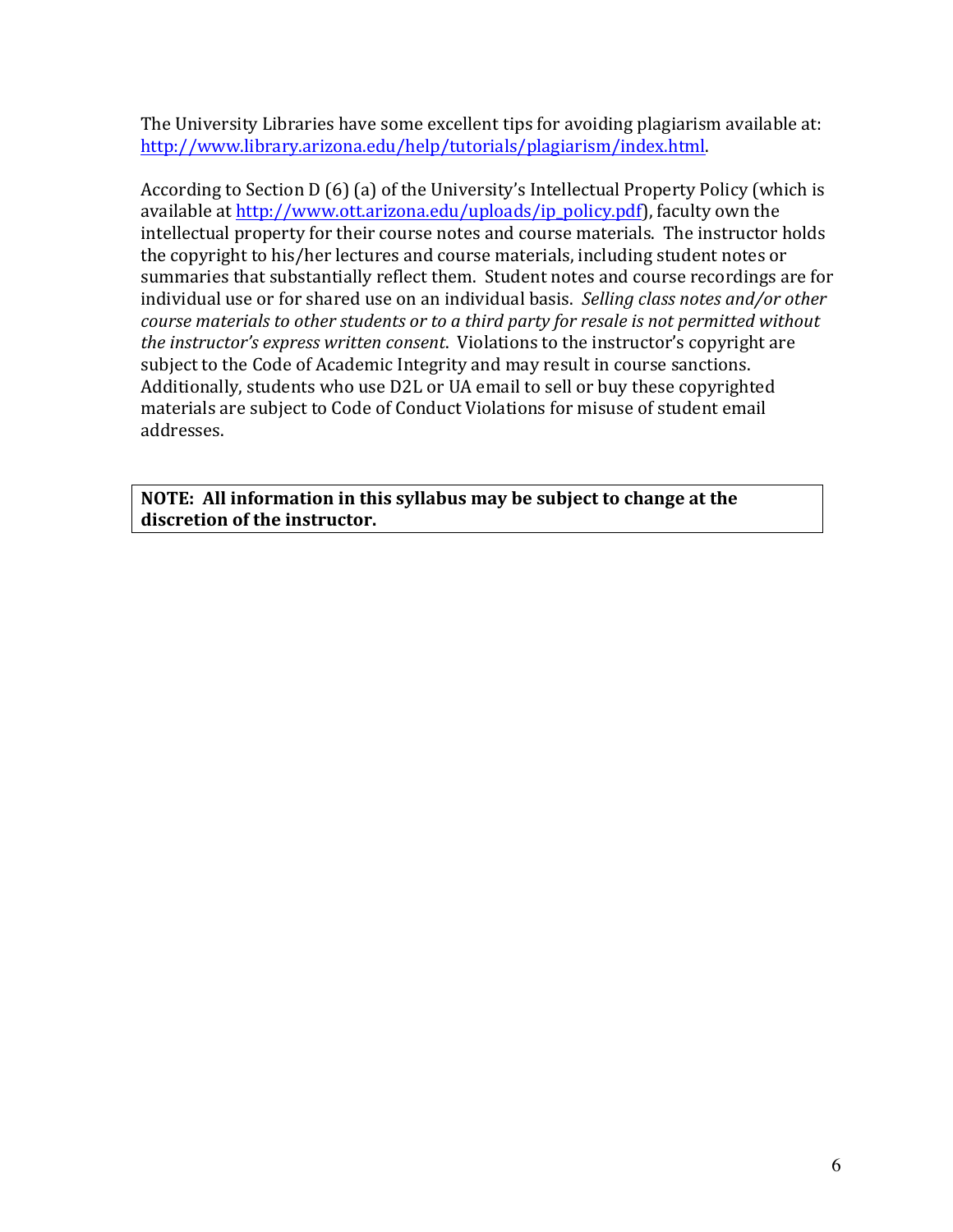The University Libraries have some excellent tips for avoiding plagiarism available at: [http://www.library.arizona.edu/help/tutorials/plagiarism/index.html](http://www.library.arizona.edu/help/tutorials/plagiarism/index.html).

According to Section D (6) (a) of the University's Intellectual Property Policy (which is available at [http://www.ott.arizona.edu/uploads/ip_policy.pdf](http://www.ott.arizona.edu/uploads/ip_policy.pdf)), faculty own the intellectual property for their course notes and course materials. The instructor holds the copyright to his/her lectures and course materials, including student notes or summaries that substantially reflect them. Student notes and course recordings are for individual use or for shared use on an individual basis. *Selling class notes and/or other course materials to other students or to a third party for resale is not permitted without the instructor's express written consent*. Violations to the instructor's copyright are subject to the Code of Academic Integrity and may result in course sanctions. Additionally, students who use D2L or UA email to sell or buy these copyrighted materials are subject to Code of Conduct Violations for misuse of student email addresses.

**NOTE: All information in this syllabus may be subject to change at the discretion of the instructor.**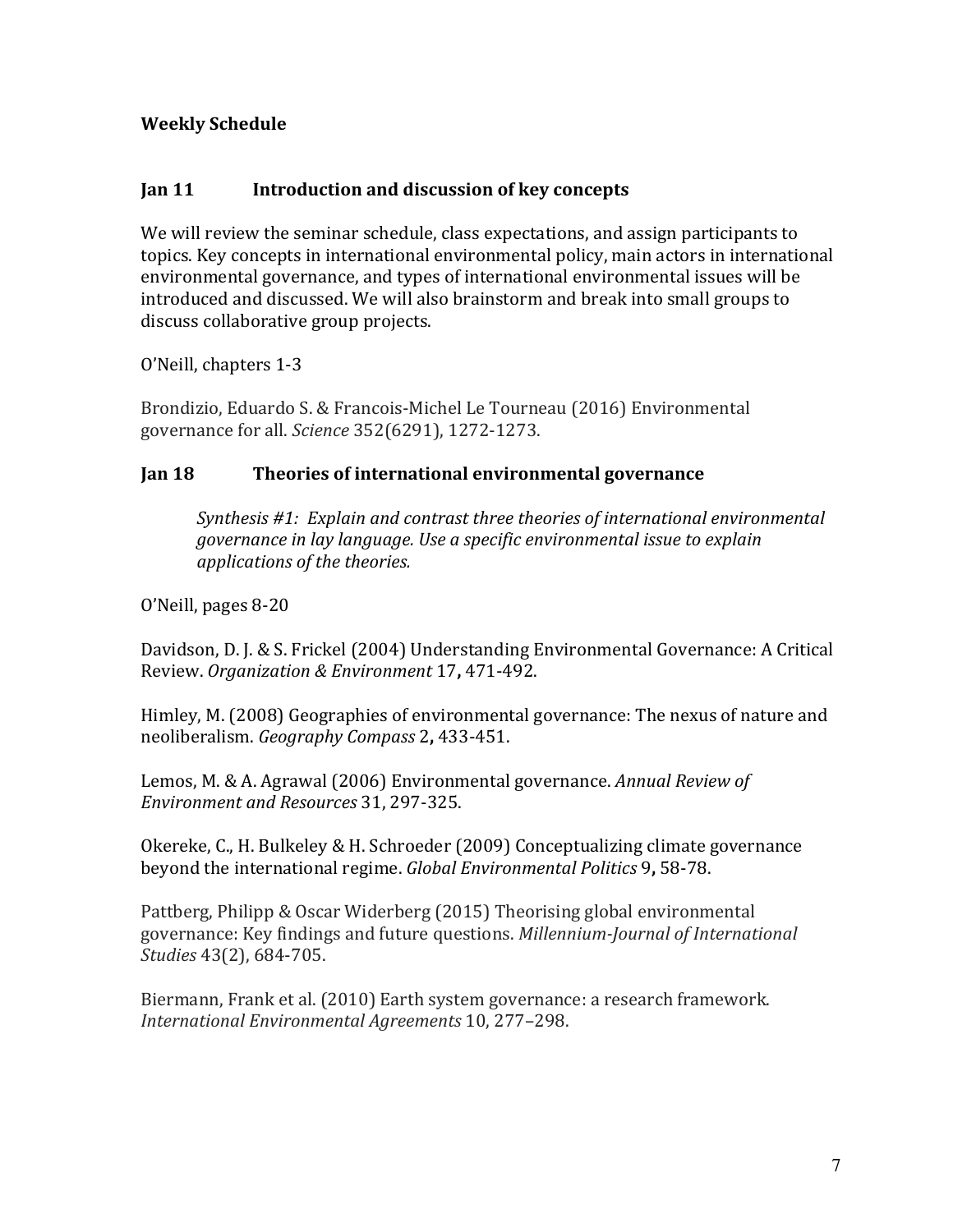**Weekly Schedule**

### Jan 11 Introduction and discussion of key concepts

We will review the seminar schedule, class expectations, and assign participants to topics. Key concepts in international environmental policy, main actors in international environmental governance, and types of international environmental issues will be introduced and discussed. We will also brainstorm and break into small groups to discuss collaborative group projects.

O'Neill, chapters 1-3

Brondizio, Eduardo S. & Francois-Michel Le Tourneau (2016) Environmental governance for all. *Science* 352(6291), 1272-1273.

### Jan 18 Theories of international environmental governance

> *Synthesis #1: Explain and contrast three theories of international environmental governance in lay language. Use a specific environmental issue to explain applications of the theories.*

O'Neill, pages 8-20

Davidson, D. J. & S. Frickel (2004) Understanding Environmental Governance: A Critical Review. *Organization & Environment* 17**,** 471-492.

Himley, M. (2008) Geographies of environmental governance: The nexus of nature and neoliberalism. *Geography Compass* 2**,** 433-451.

Lemos, M. & A. Agrawal (2006) Environmental governance. *Annual Review of Environment and Resources* 31, 297-325.

Okereke, C., H. Bulkeley & H. Schroeder (2009) Conceptualizing climate governance beyond the international regime. *Global Environmental Politics* 9**,** 58-78.

Pattberg, Philipp & Oscar Widerberg (2015) Theorising global environmental governance: Key findings and future questions. *Millennium-Journal of International Studies* 43(2), 684-705.

Biermann, Frank et al. (2010) Earth system governance: a research framework. *International Environmental Agreements* 10, 277–298.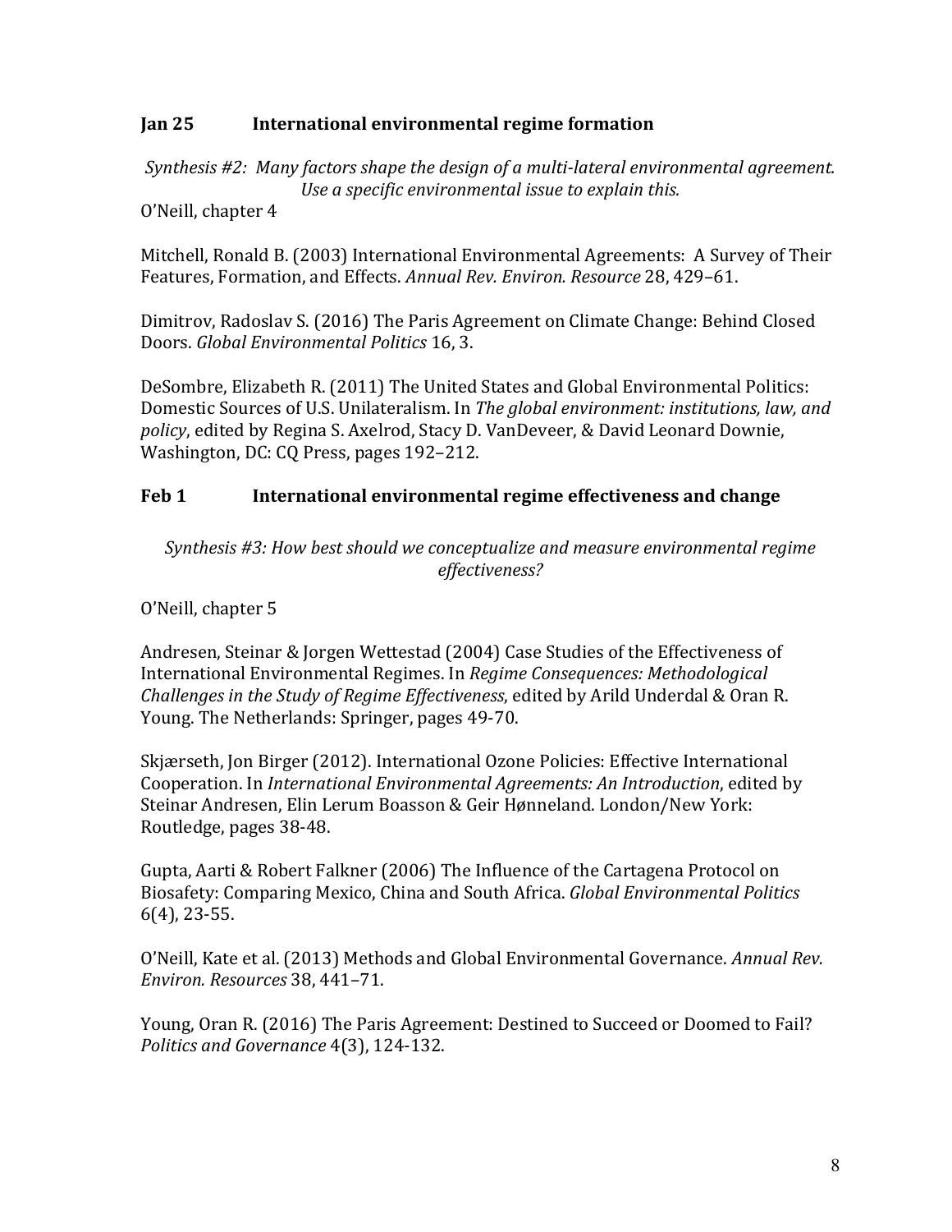### Jan 25 International environmental regime formation

*Synthesis #2: Many factors shape the design of a multi-lateral environmental agreement. Use a specific environmental issue to explain this.*

O'Neill, chapter 4

Mitchell, Ronald B. (2003) International Environmental Agreements: A Survey of Their Features, Formation, and Effects. *Annual Rev. Environ. Resource* 28, 429–61.

Dimitrov, Radoslav S. (2016) The Paris Agreement on Climate Change: Behind Closed Doors. *Global Environmental Politics* 16, 3.

DeSombre, Elizabeth R. (2011) The United States and Global Environmental Politics: Domestic Sources of U.S. Unilateralism. In *The global environment: institutions, law, and policy*, edited by Regina S. Axelrod, Stacy D. VanDeveer, & David Leonard Downie, Washington, DC: CQ Press, pages 192–212.

### Feb 1 International environmental regime effectiveness and change

*Synthesis #3: How best should we conceptualize and measure environmental regime effectiveness?*

O'Neill, chapter 5

Andresen, Steinar & Jorgen Wettestad (2004) Case Studies of the Effectiveness of International Environmental Regimes. In *Regime Consequences: Methodological Challenges in the Study of Regime Effectiveness*, edited by Arild Underdal & Oran R. Young. The Netherlands: Springer, pages 49-70.

Skjærseth, Jon Birger (2012). International Ozone Policies: Effective International Cooperation. In *International Environmental Agreements: An Introduction*, edited by Steinar Andresen, Elin Lerum Boasson & Geir Hønneland. London/New York: Routledge, pages 38-48.

Gupta, Aarti & Robert Falkner (2006) The Influence of the Cartagena Protocol on Biosafety: Comparing Mexico, China and South Africa. *Global Environmental Politics* 6(4), 23-55.

O'Neill, Kate et al. (2013) Methods and Global Environmental Governance. *Annual Rev. Environ. Resources* 38, 441–71.

Young, Oran R. (2016) The Paris Agreement: Destined to Succeed or Doomed to Fail? *Politics and Governance* 4(3), 124-132.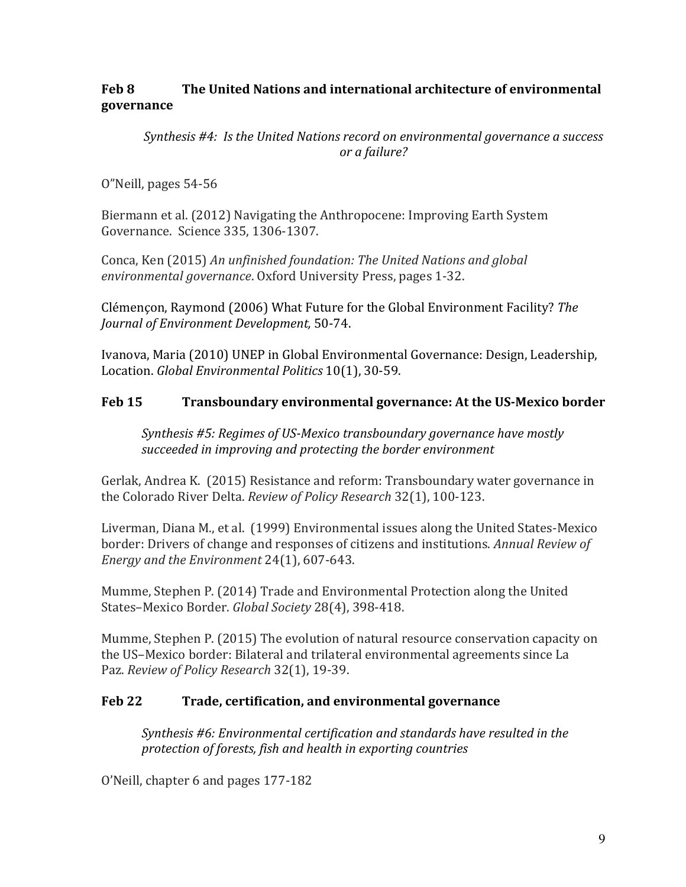**Feb 8 The United Nations and international architecture of environmental governance**

*Synthesis #4: Is the United Nations record on environmental governance a success or a failure?*

O"Neill, pages 54-56

Biermann et al. (2012) Navigating the Anthropocene: Improving Earth System Governance. Science 335, 1306-1307.

Conca, Ken (2015) *An unfinished foundation: The United Nations and global environmental governance*. Oxford University Press, pages 1-32.

Clémençon, Raymond (2006) What Future for the Global Environment Facility? *The Journal of Environment Development,* 50-74.

Ivanova, Maria (2010) UNEP in Global Environmental Governance: Design, Leadership, Location. *Global Environmental Politics* 10(1), 30-59.

**Feb 15 Transboundary environmental governance: At the US-Mexico border**

*Synthesis #5: Regimes of US-Mexico transboundary governance have mostly succeeded in improving and protecting the border environment*

Gerlak, Andrea K. (2015) Resistance and reform: Transboundary water governance in the Colorado River Delta. *Review of Policy Research* 32(1), 100-123.

Liverman, Diana M., et al. (1999) Environmental issues along the United States-Mexico border: Drivers of change and responses of citizens and institutions. *Annual Review of Energy and the Environment* 24(1), 607-643.

Mumme, Stephen P. (2014) Trade and Environmental Protection along the United States–Mexico Border. *Global Society* 28(4), 398-418.

Mumme, Stephen P. (2015) The evolution of natural resource conservation capacity on the US–Mexico border: Bilateral and trilateral environmental agreements since La Paz. *Review of Policy Research* 32(1), 19-39.

**Feb 22 Trade, certification, and environmental governance**

*Synthesis #6: Environmental certification and standards have resulted in the protection of forests, fish and health in exporting countries*

O'Neill, chapter 6 and pages 177-182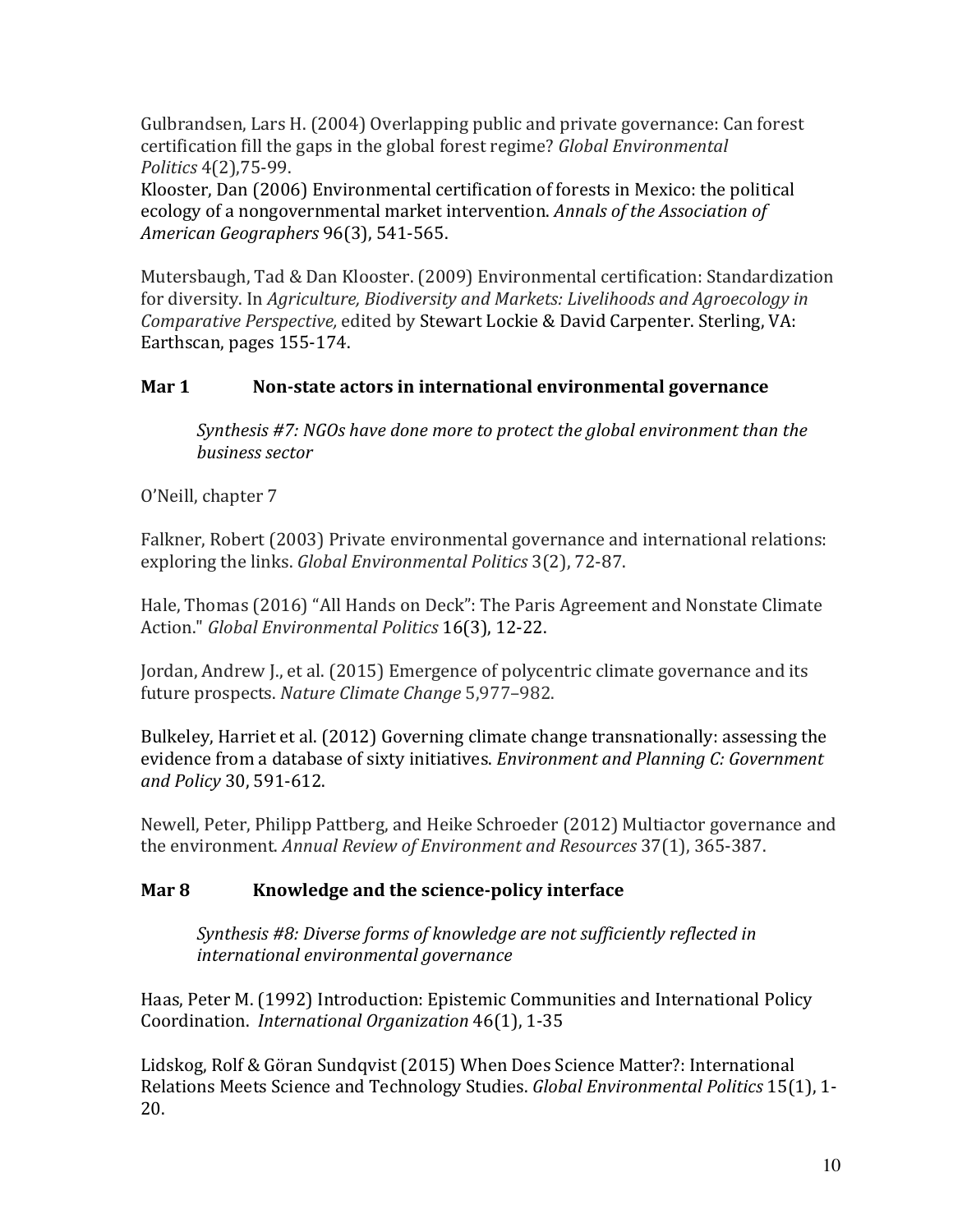Gulbrandsen, Lars H. (2004) Overlapping public and private governance: Can forest certification fill the gaps in the global forest regime? *Global Environmental Politics* 4(2),75-99.
Klooster, Dan (2006) Environmental certification of forests in Mexico: the political ecology of a nongovernmental market intervention. *Annals of the Association of American Geographers* 96(3), 541-565.

Mutersbaugh, Tad & Dan Klooster. (2009) Environmental certification: Standardization for diversity. In *Agriculture, Biodiversity and Markets: Livelihoods and Agroecology in Comparative Perspective,* edited by Stewart Lockie & David Carpenter. Sterling, VA: Earthscan, pages 155-174.

### Mar 1 Non-state actors in international environmental governance

*Synthesis #7: NGOs have done more to protect the global environment than the business sector*

O'Neill, chapter 7

Falkner, Robert (2003) Private environmental governance and international relations: exploring the links. *Global Environmental Politics* 3(2), 72-87.

Hale, Thomas (2016) "All Hands on Deck": The Paris Agreement and Nonstate Climate Action." *Global Environmental Politics* 16(3), 12-22.

Jordan, Andrew J., et al. (2015) Emergence of polycentric climate governance and its future prospects. *Nature Climate Change* 5,977–982.

Bulkeley, Harriet et al. (2012) Governing climate change transnationally: assessing the evidence from a database of sixty initiatives. *Environment and Planning C: Government and Policy* 30, 591-612.

Newell, Peter, Philipp Pattberg, and Heike Schroeder (2012) Multiactor governance and the environment. *Annual Review of Environment and Resources* 37(1), 365-387.

### Mar 8 Knowledge and the science-policy interface

*Synthesis #8: Diverse forms of knowledge are not sufficiently reflected in international environmental governance*

Haas, Peter M. (1992) Introduction: Epistemic Communities and International Policy Coordination. *International Organization* 46(1), 1-35

Lidskog, Rolf & Göran Sundqvist (2015) When Does Science Matter?: International Relations Meets Science and Technology Studies. *Global Environmental Politics* 15(1), 1-20.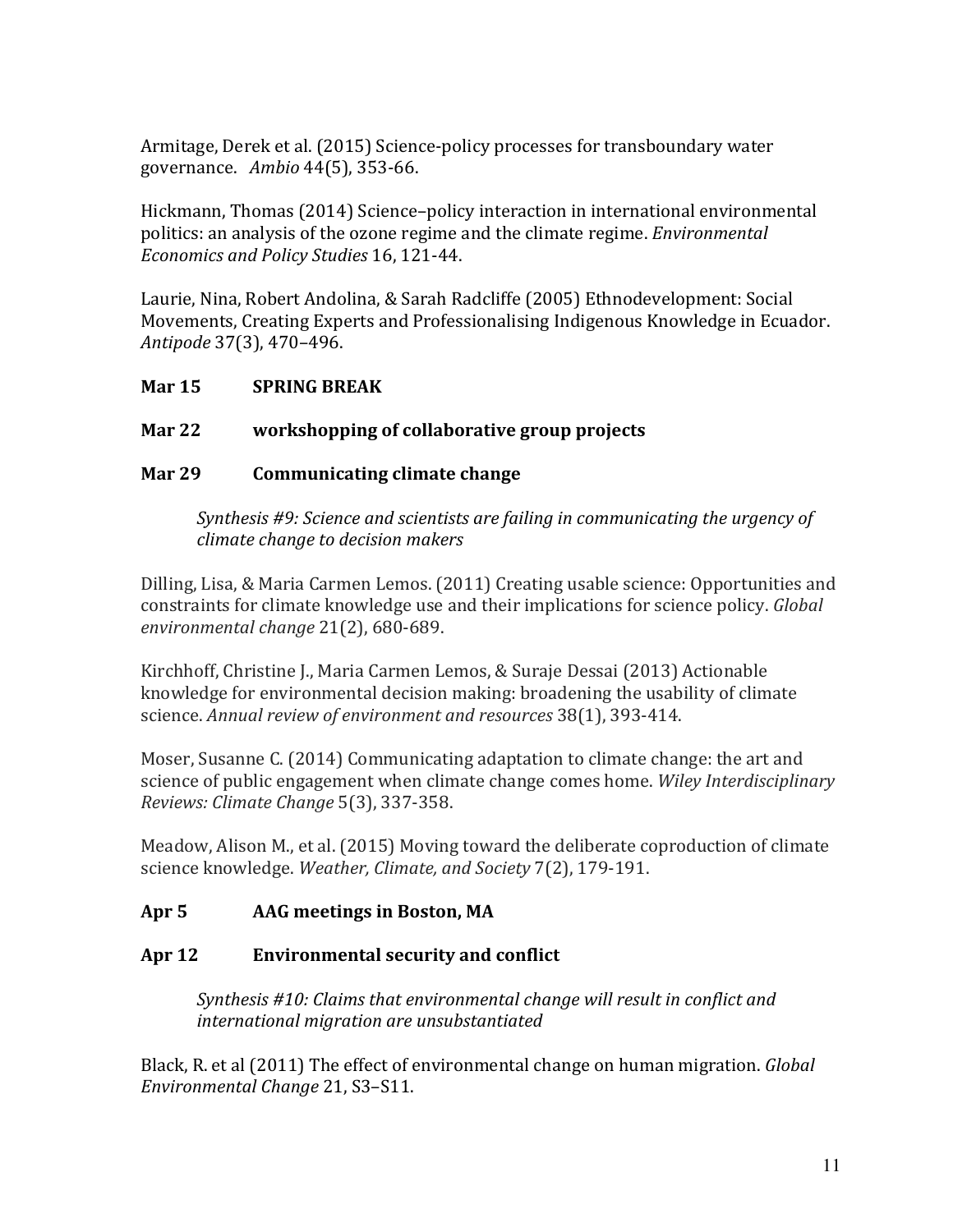Armitage, Derek et al. (2015) Science-policy processes for transboundary water governance. *Ambio* 44(5), 353-66.

Hickmann, Thomas (2014) Science–policy interaction in international environmental politics: an analysis of the ozone regime and the climate regime. *Environmental Economics and Policy Studies* 16, 121-44.

Laurie, Nina, Robert Andolina, & Sarah Radcliffe (2005) Ethnodevelopment: Social Movements, Creating Experts and Professionalising Indigenous Knowledge in Ecuador. *Antipode* 37(3), 470–496.

**Mar 15 SPRING BREAK**

**Mar 22 workshopping of collaborative group projects**

**Mar 29 Communicating climate change**

> *Synthesis #9: Science and scientists are failing in communicating the urgency of climate change to decision makers*

Dilling, Lisa, & Maria Carmen Lemos. (2011) Creating usable science: Opportunities and constraints for climate knowledge use and their implications for science policy. *Global environmental change* 21(2), 680-689.

Kirchhoff, Christine J., Maria Carmen Lemos, & Suraje Dessai (2013) Actionable knowledge for environmental decision making: broadening the usability of climate science. *Annual review of environment and resources* 38(1), 393-414.

Moser, Susanne C. (2014) Communicating adaptation to climate change: the art and science of public engagement when climate change comes home. *Wiley Interdisciplinary Reviews: Climate Change* 5(3), 337-358.

Meadow, Alison M., et al. (2015) Moving toward the deliberate coproduction of climate science knowledge. *Weather, Climate, and Society* 7(2), 179-191.

**Apr 5 AAG meetings in Boston, MA**

**Apr 12 Environmental security and conflict**

> *Synthesis #10: Claims that environmental change will result in conflict and international migration are unsubstantiated*

Black, R. et al (2011) The effect of environmental change on human migration. *Global Environmental Change* 21, S3–S11.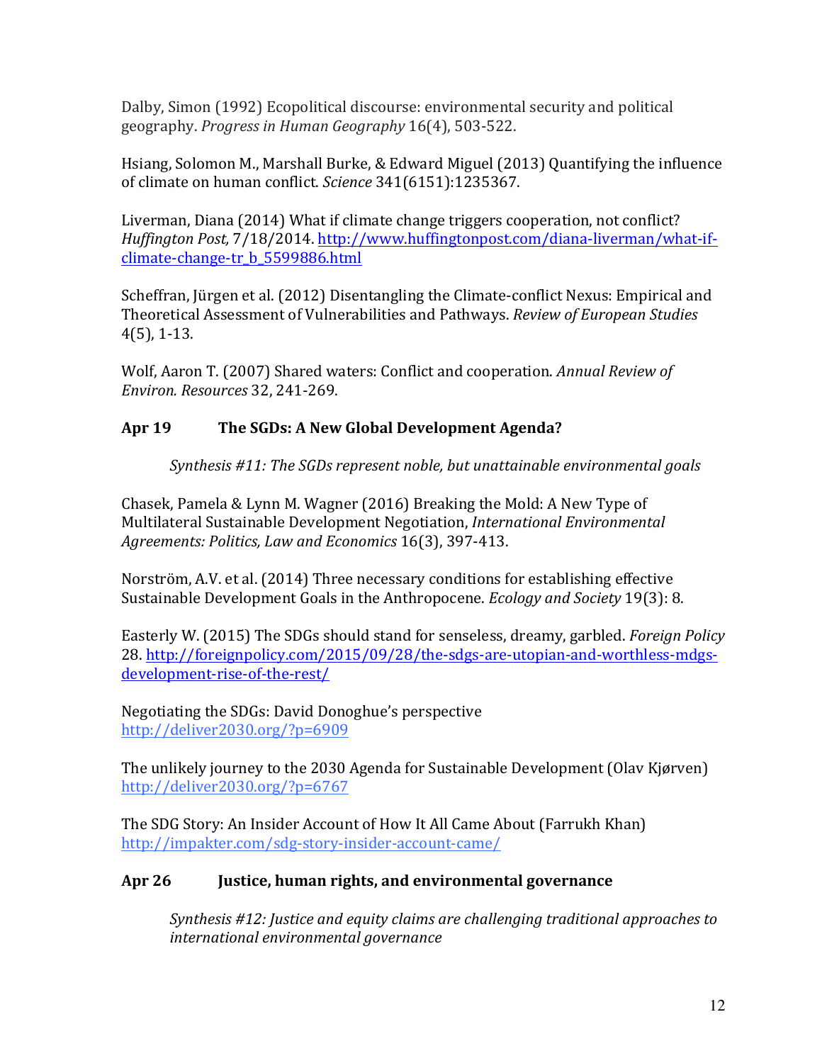Dalby, Simon (1992) Ecopolitical discourse: environmental security and political geography. *Progress in Human Geography* 16(4), 503-522.

Hsiang, Solomon M., Marshall Burke, & Edward Miguel (2013) Quantifying the influence of climate on human conflict. *Science* 341(6151):1235367.

Liverman, Diana (2014) What if climate change triggers cooperation, not conflict? *Huffington Post,* 7/18/2014. http://www.huffingtonpost.com/diana-liverman/what-if-climate-change-tr_b_5599886.html

Scheffran, Jürgen et al. (2012) Disentangling the Climate-conflict Nexus: Empirical and Theoretical Assessment of Vulnerabilities and Pathways. *Review of European Studies* 4(5), 1-13.

Wolf, Aaron T. (2007) Shared waters: Conflict and cooperation. *Annual Review of Environ. Resources* 32, 241-269.

## Apr 19 The SGDs: A New Global Development Agenda?

*Synthesis #11: The SGDs represent noble, but unattainable environmental goals*

Chasek, Pamela & Lynn M. Wagner (2016) Breaking the Mold: A New Type of Multilateral Sustainable Development Negotiation, *International Environmental Agreements: Politics, Law and Economics* 16(3), 397-413.

Norström, A.V. et al. (2014) Three necessary conditions for establishing effective Sustainable Development Goals in the Anthropocene. *Ecology and Society* 19(3): 8.

Easterly W. (2015) The SDGs should stand for senseless, dreamy, garbled. *Foreign Policy* 28. http://foreignpolicy.com/2015/09/28/the-sdgs-are-utopian-and-worthless-mdgs-development-rise-of-the-rest/

Negotiating the SDGs: David Donoghue's perspective
http://deliver2030.org/?p=6909

The unlikely journey to the 2030 Agenda for Sustainable Development (Olav Kjørven)
http://deliver2030.org/?p=6767

The SDG Story: An Insider Account of How It All Came About (Farrukh Khan)
http://impakter.com/sdg-story-insider-account-came/

## Apr 26 Justice, human rights, and environmental governance

*Synthesis #12: Justice and equity claims are challenging traditional approaches to international environmental governance*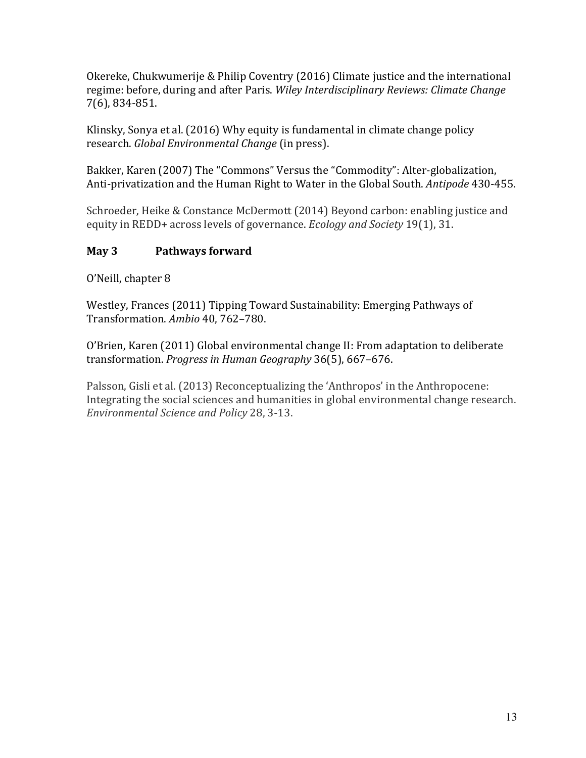Okereke, Chukwumerije & Philip Coventry (2016) Climate justice and the international regime: before, during and after Paris. *Wiley Interdisciplinary Reviews: Climate Change* 7(6), 834-851.

Klinsky, Sonya et al. (2016) Why equity is fundamental in climate change policy research. *Global Environmental Change* (in press).

Bakker, Karen (2007) The "Commons" Versus the "Commodity": Alter-globalization, Anti-privatization and the Human Right to Water in the Global South. *Antipode* 430-455.

Schroeder, Heike & Constance McDermott (2014) Beyond carbon: enabling justice and equity in REDD+ across levels of governance. *Ecology and Society* 19(1), 31.

**May 3 Pathways forward**

O'Neill, chapter 8

Westley, Frances (2011) Tipping Toward Sustainability: Emerging Pathways of Transformation. *Ambio* 40, 762–780.

O'Brien, Karen (2011) Global environmental change II: From adaptation to deliberate transformation. *Progress in Human Geography* 36(5), 667–676.

Palsson, Gisli et al. (2013) Reconceptualizing the 'Anthropos' in the Anthropocene: Integrating the social sciences and humanities in global environmental change research. *Environmental Science and Policy* 28, 3-13.